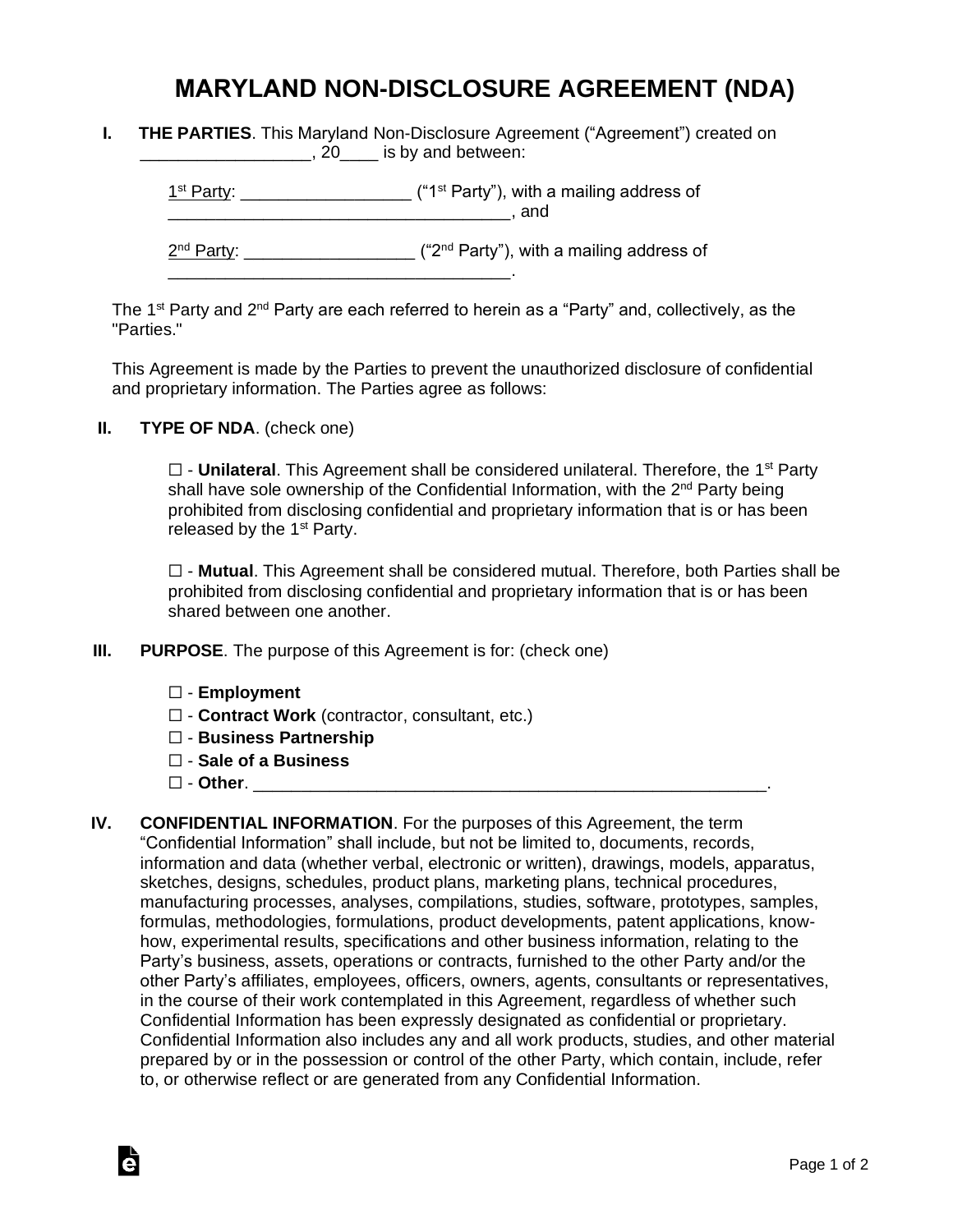# MARYLAND NON-DISCLOSURE AGREEMENT (NDA)

**I. THE PARTIES**. This Maryland Non-Disclosure Agreement ("Agreement") created on __________________, 20____ is by and between:

1st Party: _________________ ("1st Party"), with a mailing address of ____________________________________, and

2nd Party: _________________ ("2nd Party"), with a mailing address of ____________________________________.

The 1st Party and 2nd Party are each referred to herein as a "Party" and, collectively, as the "Parties."

This Agreement is made by the Parties to prevent the unauthorized disclosure of confidential and proprietary information. The Parties agree as follows:

**II. TYPE OF NDA**. (check one)

☐ - **Unilateral**. This Agreement shall be considered unilateral. Therefore, the 1st Party shall have sole ownership of the Confidential Information, with the 2nd Party being prohibited from disclosing confidential and proprietary information that is or has been released by the 1st Party.

☐ - **Mutual**. This Agreement shall be considered mutual. Therefore, both Parties shall be prohibited from disclosing confidential and proprietary information that is or has been shared between one another.

**III. PURPOSE**. The purpose of this Agreement is for: (check one)

☐ - **Employment**
☐ - **Contract Work** (contractor, consultant, etc.)
☐ - **Business Partnership**
☐ - **Sale of a Business**
☐ - **Other**. ________________________________________________________.

**IV. CONFIDENTIAL INFORMATION**. For the purposes of this Agreement, the term "Confidential Information" shall include, but not be limited to, documents, records, information and data (whether verbal, electronic or written), drawings, models, apparatus, sketches, designs, schedules, product plans, marketing plans, technical procedures, manufacturing processes, analyses, compilations, studies, software, prototypes, samples, formulas, methodologies, formulations, product developments, patent applications, know-how, experimental results, specifications and other business information, relating to the Party's business, assets, operations or contracts, furnished to the other Party and/or the other Party's affiliates, employees, officers, owners, agents, consultants or representatives, in the course of their work contemplated in this Agreement, regardless of whether such Confidential Information has been expressly designated as confidential or proprietary. Confidential Information also includes any and all work products, studies, and other material prepared by or in the possession or control of the other Party, which contain, include, refer to, or otherwise reflect or are generated from any Confidential Information.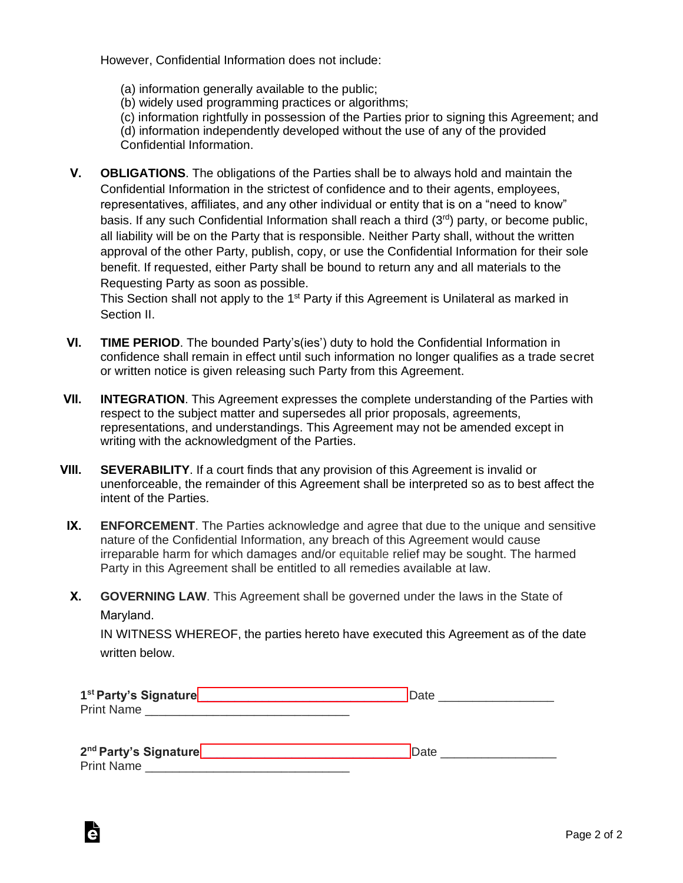However, Confidential Information does not include:

(a) information generally available to the public;
(b) widely used programming practices or algorithms;
(c) information rightfully in possession of the Parties prior to signing this Agreement; and
(d) information independently developed without the use of any of the provided Confidential Information.

**V.** **OBLIGATIONS**. The obligations of the Parties shall be to always hold and maintain the Confidential Information in the strictest of confidence and to their agents, employees, representatives, affiliates, and any other individual or entity that is on a "need to know" basis. If any such Confidential Information shall reach a third (3rd) party, or become public, all liability will be on the Party that is responsible. Neither Party shall, without the written approval of the other Party, publish, copy, or use the Confidential Information for their sole benefit. If requested, either Party shall be bound to return any and all materials to the Requesting Party as soon as possible.
This Section shall not apply to the 1st Party if this Agreement is Unilateral as marked in Section II.

**VI.** **TIME PERIOD**. The bounded Party's(ies') duty to hold the Confidential Information in confidence shall remain in effect until such information no longer qualifies as a trade secret or written notice is given releasing such Party from this Agreement.

**VII.** **INTEGRATION**. This Agreement expresses the complete understanding of the Parties with respect to the subject matter and supersedes all prior proposals, agreements, representations, and understandings. This Agreement may not be amended except in writing with the acknowledgment of the Parties.

**VIII.** **SEVERABILITY**. If a court finds that any provision of this Agreement is invalid or unenforceable, the remainder of this Agreement shall be interpreted so as to best affect the intent of the Parties.

**IX.** **ENFORCEMENT**. The Parties acknowledge and agree that due to the unique and sensitive nature of the Confidential Information, any breach of this Agreement would cause irreparable harm for which damages and/or equitable relief may be sought. The harmed Party in this Agreement shall be entitled to all remedies available at law.

**X.** **GOVERNING LAW**. This Agreement shall be governed under the laws in the State of Maryland.

IN WITNESS WHEREOF, the parties hereto have executed this Agreement as of the date written below.

**1st Party's Signature** ______________________________ Date ________________
Print Name ______________________________

**2nd Party's Signature** ______________________________ Date ________________
Print Name ______________________________